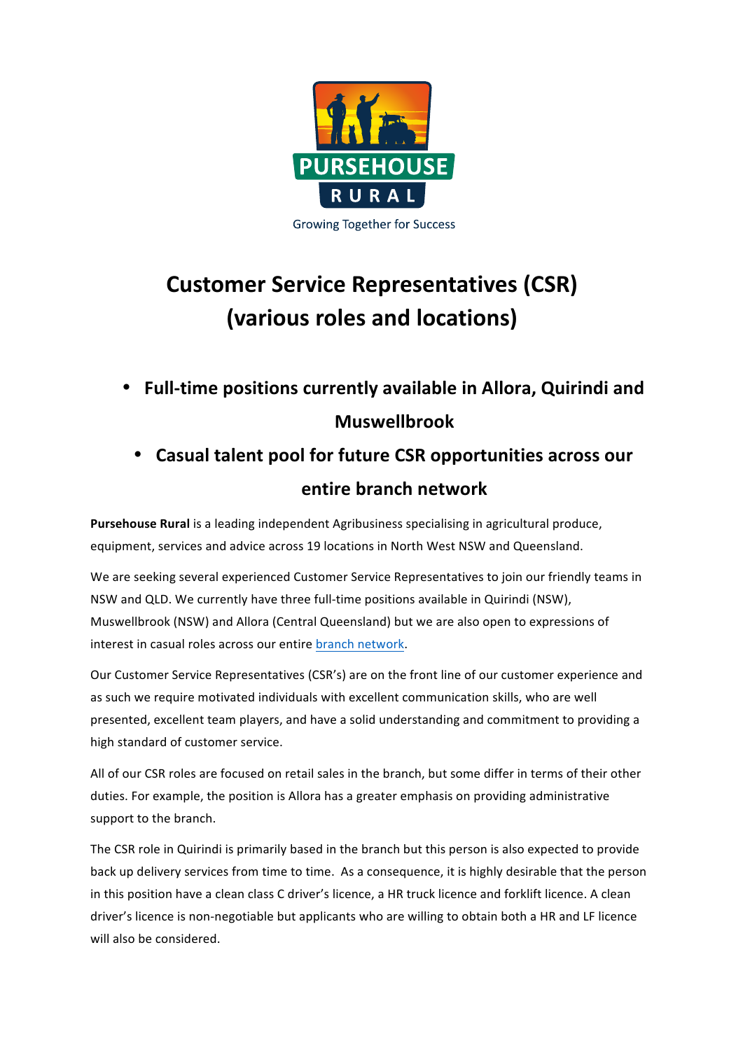PURSEHOUSE RURAL

Growing Together for Success

# Customer Service Representatives (CSR) (various roles and locations)

- **Full-time positions currently available in Allora, Quirindi and Muswellbrook**
- **Casual talent pool for future CSR opportunities across our entire branch network**

**Pursehouse Rural** is a leading independent Agribusiness specialising in agricultural produce, equipment, services and advice across 19 locations in North West NSW and Queensland.

We are seeking several experienced Customer Service Representatives to join our friendly teams in NSW and QLD. We currently have three full-time positions available in Quirindi (NSW), Muswellbrook (NSW) and Allora (Central Queensland) but we are also open to expressions of interest in casual roles across our entire branch network.

Our Customer Service Representatives (CSR's) are on the front line of our customer experience and as such we require motivated individuals with excellent communication skills, who are well presented, excellent team players, and have a solid understanding and commitment to providing a high standard of customer service.

All of our CSR roles are focused on retail sales in the branch, but some differ in terms of their other duties. For example, the position is Allora has a greater emphasis on providing administrative support to the branch.

The CSR role in Quirindi is primarily based in the branch but this person is also expected to provide back up delivery services from time to time. As a consequence, it is highly desirable that the person in this position have a clean class C driver's licence, a HR truck licence and forklift licence. A clean driver's licence is non-negotiable but applicants who are willing to obtain both a HR and LF licence will also be considered.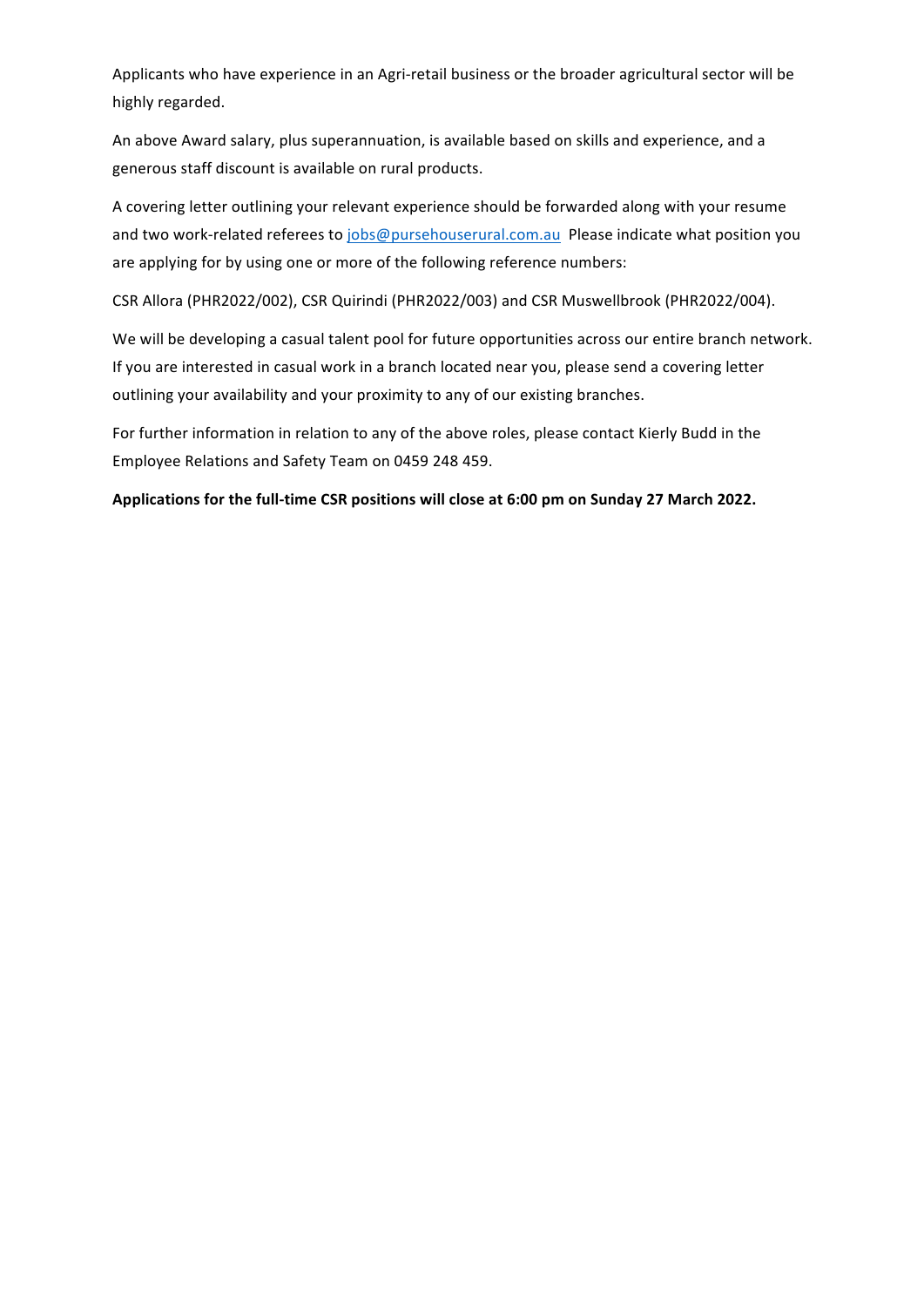Applicants who have experience in an Agri-retail business or the broader agricultural sector will be highly regarded.

An above Award salary, plus superannuation, is available based on skills and experience, and a generous staff discount is available on rural products.

A covering letter outlining your relevant experience should be forwarded along with your resume and two work-related referees to jobs@pursehouserural.com.au Please indicate what position you are applying for by using one or more of the following reference numbers:

CSR Allora (PHR2022/002), CSR Quirindi (PHR2022/003) and CSR Muswellbrook (PHR2022/004).

We will be developing a casual talent pool for future opportunities across our entire branch network. If you are interested in casual work in a branch located near you, please send a covering letter outlining your availability and your proximity to any of our existing branches.

For further information in relation to any of the above roles, please contact Kierly Budd in the Employee Relations and Safety Team on 0459 248 459.

**Applications for the full-time CSR positions will close at 6:00 pm on Sunday 27 March 2022.**